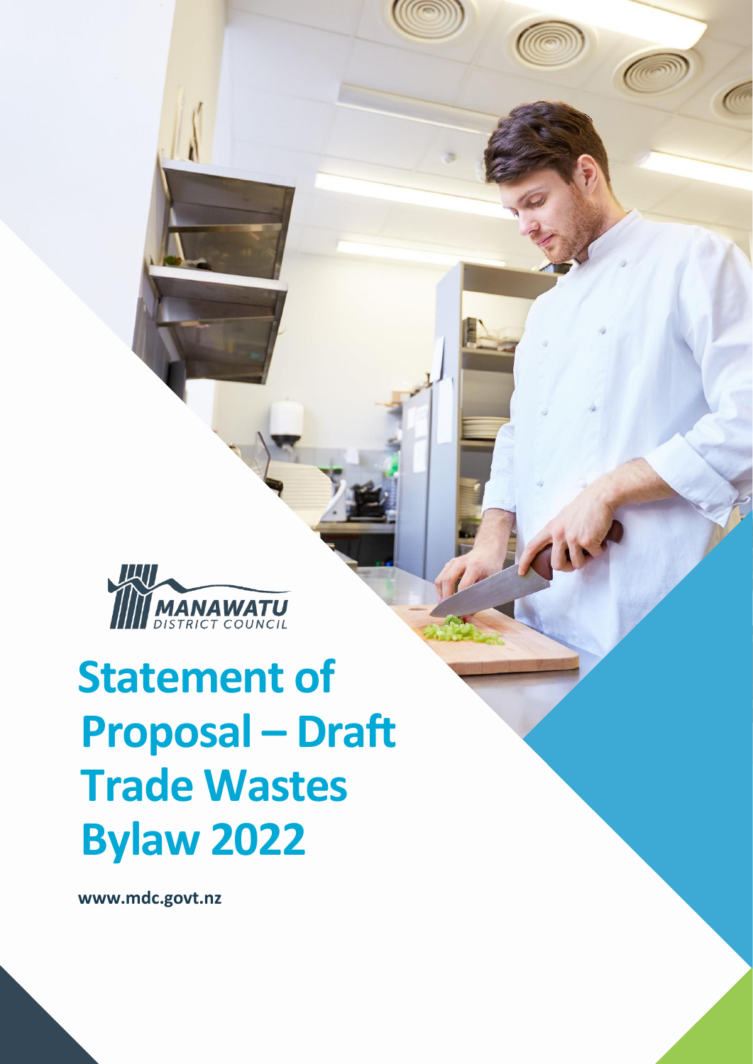MANAWATU DISTRICT COUNCIL

# Statement of Proposal – Draft Trade Wastes Bylaw 2022

**www.mdc.govt.nz**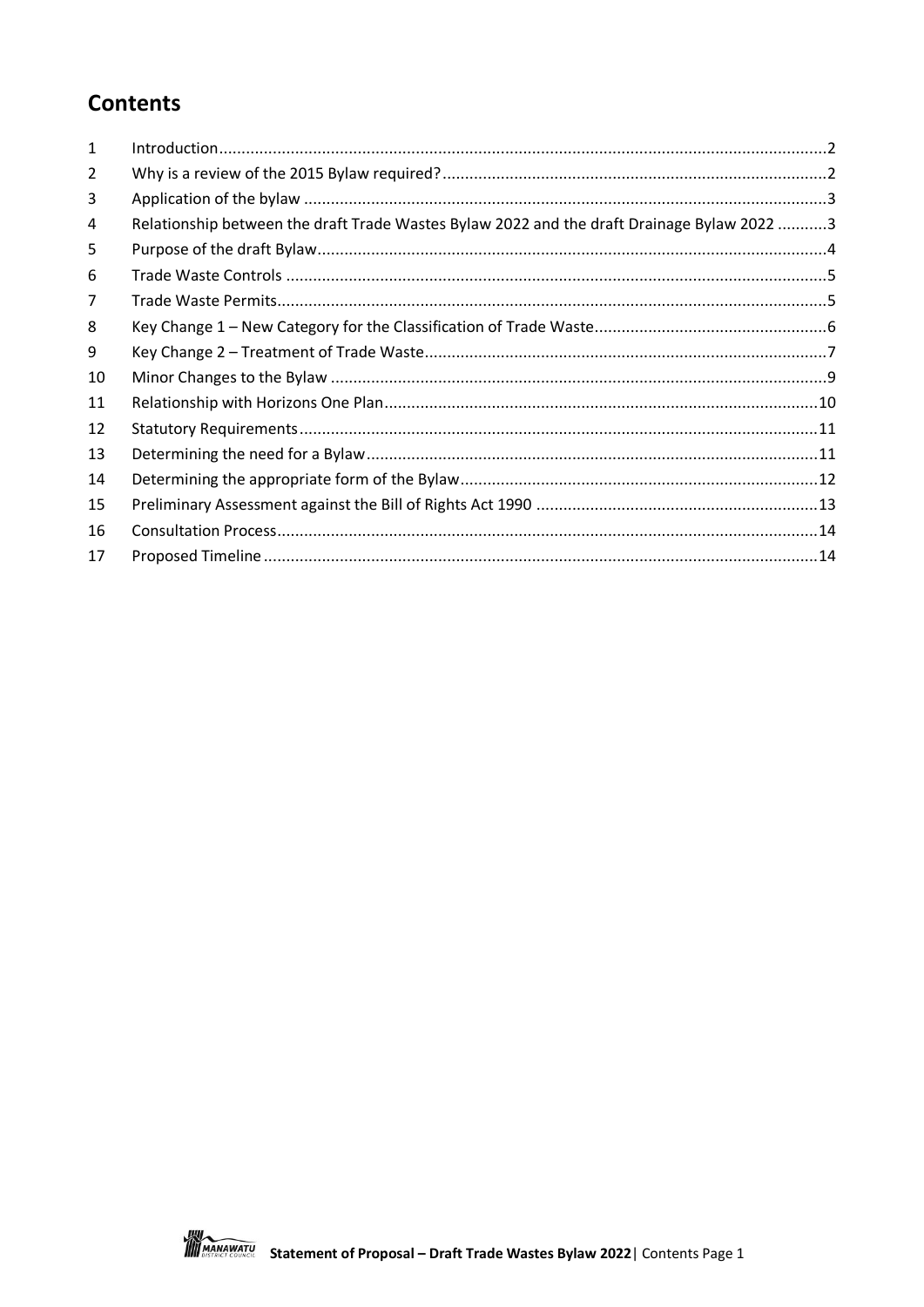# Contents

| | | |
|---|---|---|
| 1 | Introduction | 2 |
| 2 | Why is a review of the 2015 Bylaw required? | 2 |
| 3 | Application of the bylaw | 3 |
| 4 | Relationship between the draft Trade Wastes Bylaw 2022 and the draft Drainage Bylaw 2022 | 3 |
| 5 | Purpose of the draft Bylaw | 4 |
| 6 | Trade Waste Controls | 5 |
| 7 | Trade Waste Permits | 5 |
| 8 | Key Change 1 – New Category for the Classification of Trade Waste | 6 |
| 9 | Key Change 2 – Treatment of Trade Waste | 7 |
| 10 | Minor Changes to the Bylaw | 9 |
| 11 | Relationship with Horizons One Plan | 10 |
| 12 | Statutory Requirements | 11 |
| 13 | Determining the need for a Bylaw | 11 |
| 14 | Determining the appropriate form of the Bylaw | 12 |
| 15 | Preliminary Assessment against the Bill of Rights Act 1990 | 13 |
| 16 | Consultation Process | 14 |
| 17 | Proposed Timeline | 14 |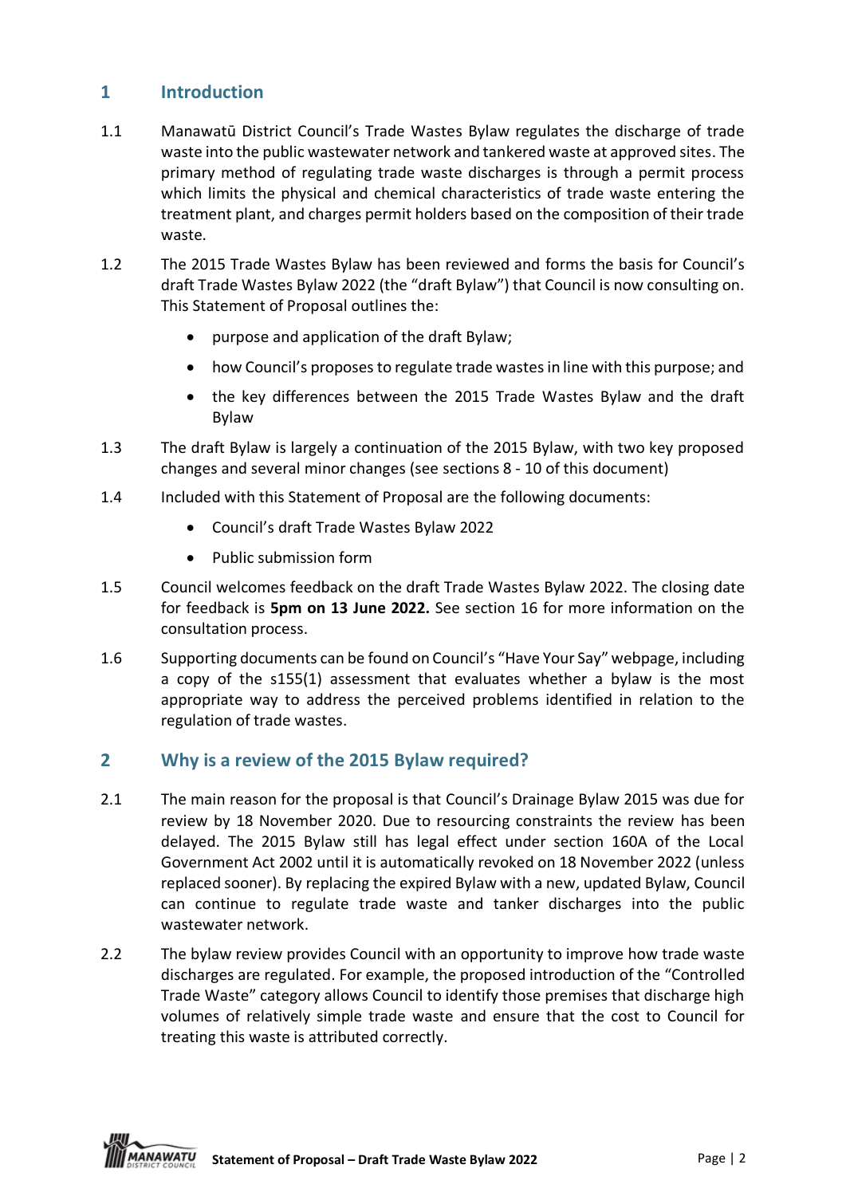## 1 Introduction

1.1 Manawatū District Council's Trade Wastes Bylaw regulates the discharge of trade waste into the public wastewater network and tankered waste at approved sites. The primary method of regulating trade waste discharges is through a permit process which limits the physical and chemical characteristics of trade waste entering the treatment plant, and charges permit holders based on the composition of their trade waste.

1.2 The 2015 Trade Wastes Bylaw has been reviewed and forms the basis for Council's draft Trade Wastes Bylaw 2022 (the "draft Bylaw") that Council is now consulting on. This Statement of Proposal outlines the:

- purpose and application of the draft Bylaw;
- how Council's proposes to regulate trade wastes in line with this purpose; and
- the key differences between the 2015 Trade Wastes Bylaw and the draft Bylaw

1.3 The draft Bylaw is largely a continuation of the 2015 Bylaw, with two key proposed changes and several minor changes (see sections 8 - 10 of this document)

1.4 Included with this Statement of Proposal are the following documents:

- Council's draft Trade Wastes Bylaw 2022
- Public submission form

1.5 Council welcomes feedback on the draft Trade Wastes Bylaw 2022. The closing date for feedback is **5pm on 13 June 2022.** See section 16 for more information on the consultation process.

1.6 Supporting documents can be found on Council's "Have Your Say" webpage, including a copy of the s155(1) assessment that evaluates whether a bylaw is the most appropriate way to address the perceived problems identified in relation to the regulation of trade wastes.

## 2 Why is a review of the 2015 Bylaw required?

2.1 The main reason for the proposal is that Council's Drainage Bylaw 2015 was due for review by 18 November 2020. Due to resourcing constraints the review has been delayed. The 2015 Bylaw still has legal effect under section 160A of the Local Government Act 2002 until it is automatically revoked on 18 November 2022 (unless replaced sooner). By replacing the expired Bylaw with a new, updated Bylaw, Council can continue to regulate trade waste and tanker discharges into the public wastewater network.

2.2 The bylaw review provides Council with an opportunity to improve how trade waste discharges are regulated. For example, the proposed introduction of the "Controlled Trade Waste" category allows Council to identify those premises that discharge high volumes of relatively simple trade waste and ensure that the cost to Council for treating this waste is attributed correctly.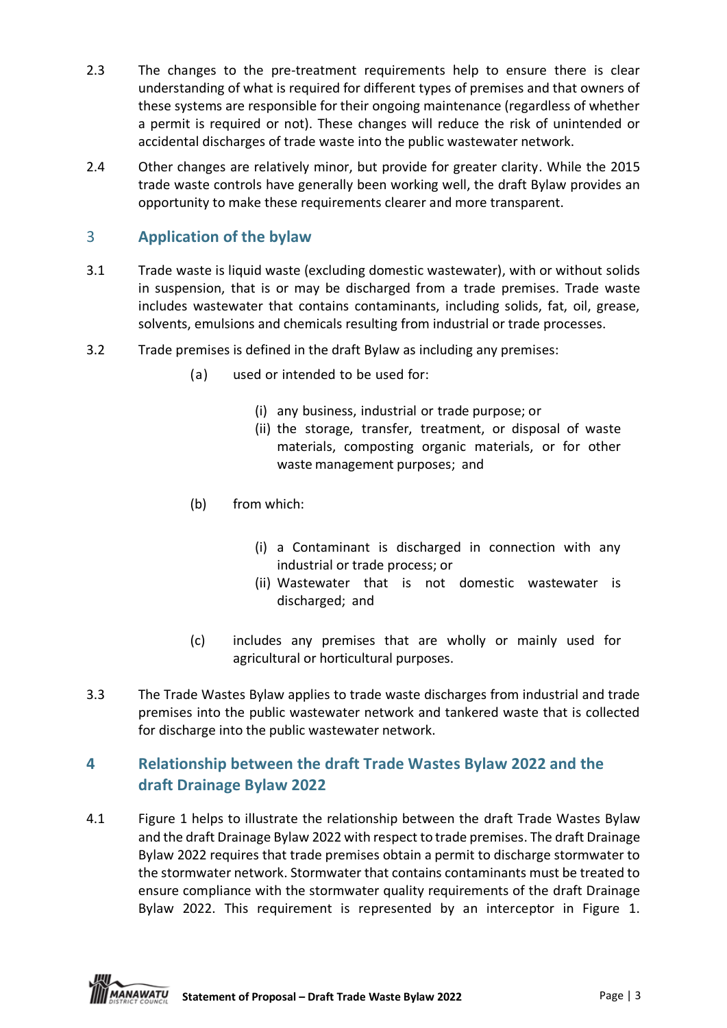2.3 The changes to the pre-treatment requirements help to ensure there is clear understanding of what is required for different types of premises and that owners of these systems are responsible for their ongoing maintenance (regardless of whether a permit is required or not). These changes will reduce the risk of unintended or accidental discharges of trade waste into the public wastewater network.

2.4 Other changes are relatively minor, but provide for greater clarity. While the 2015 trade waste controls have generally been working well, the draft Bylaw provides an opportunity to make these requirements clearer and more transparent.

## 3 Application of the bylaw

3.1 Trade waste is liquid waste (excluding domestic wastewater), with or without solids in suspension, that is or may be discharged from a trade premises. Trade waste includes wastewater that contains contaminants, including solids, fat, oil, grease, solvents, emulsions and chemicals resulting from industrial or trade processes.

3.2 Trade premises is defined in the draft Bylaw as including any premises:

- (a) used or intended to be used for:
  - (i) any business, industrial or trade purpose; or
  - (ii) the storage, transfer, treatment, or disposal of waste materials, composting organic materials, or for other waste management purposes; and
- (b) from which:
  - (i) a Contaminant is discharged in connection with any industrial or trade process; or
  - (ii) Wastewater that is not domestic wastewater is discharged; and
- (c) includes any premises that are wholly or mainly used for agricultural or horticultural purposes.

3.3 The Trade Wastes Bylaw applies to trade waste discharges from industrial and trade premises into the public wastewater network and tankered waste that is collected for discharge into the public wastewater network.

## 4 Relationship between the draft Trade Wastes Bylaw 2022 and the draft Drainage Bylaw 2022

4.1 Figure 1 helps to illustrate the relationship between the draft Trade Wastes Bylaw and the draft Drainage Bylaw 2022 with respect to trade premises. The draft Drainage Bylaw 2022 requires that trade premises obtain a permit to discharge stormwater to the stormwater network. Stormwater that contains contaminants must be treated to ensure compliance with the stormwater quality requirements of the draft Drainage Bylaw 2022. This requirement is represented by an interceptor in Figure 1.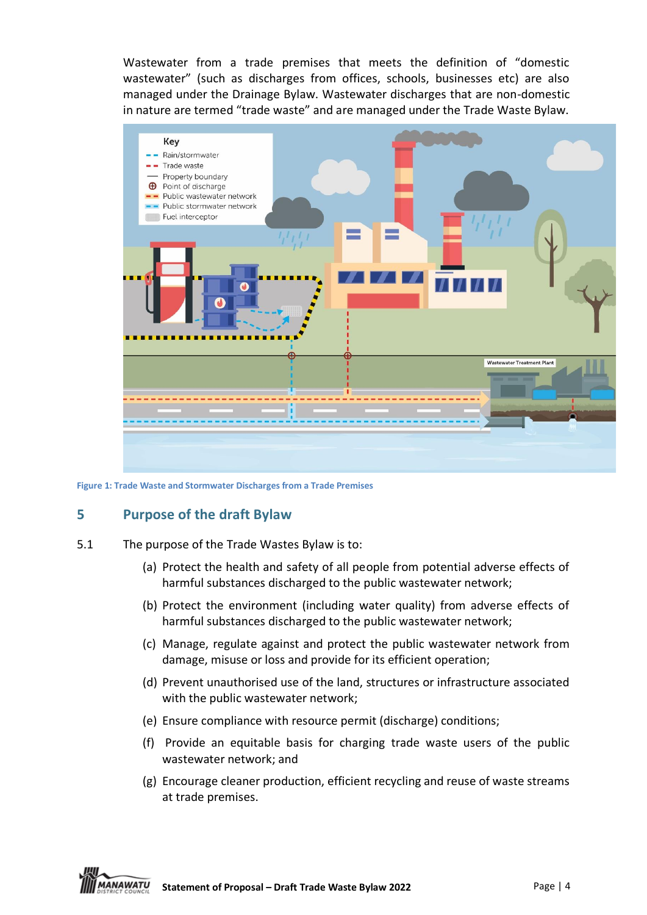Wastewater from a trade premises that meets the definition of “domestic wastewater” (such as discharges from offices, schools, businesses etc) are also managed under the Drainage Bylaw. Wastewater discharges that are non-domestic in nature are termed “trade waste” and are managed under the Trade Waste Bylaw.

Figure 1: Trade Waste and Stormwater Discharges from a Trade Premises

## 5 Purpose of the draft Bylaw

5.1 The purpose of the Trade Wastes Bylaw is to:

(a) Protect the health and safety of all people from potential adverse effects of harmful substances discharged to the public wastewater network;

(b) Protect the environment (including water quality) from adverse effects of harmful substances discharged to the public wastewater network;

(c) Manage, regulate against and protect the public wastewater network from damage, misuse or loss and provide for its efficient operation;

(d) Prevent unauthorised use of the land, structures or infrastructure associated with the public wastewater network;

(e) Ensure compliance with resource permit (discharge) conditions;

(f) Provide an equitable basis for charging trade waste users of the public wastewater network; and

(g) Encourage cleaner production, efficient recycling and reuse of waste streams at trade premises.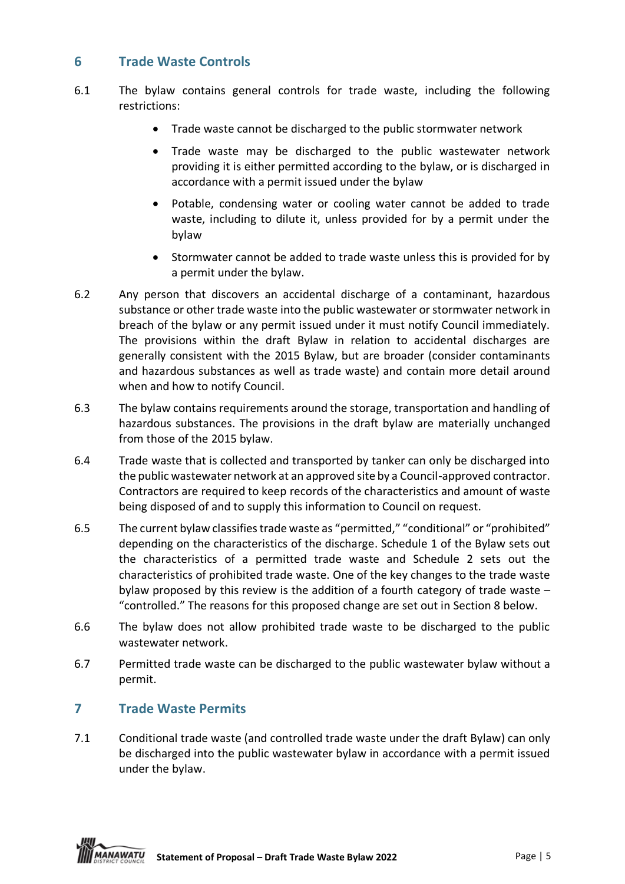## 6 Trade Waste Controls

6.1 The bylaw contains general controls for trade waste, including the following restrictions:

- Trade waste cannot be discharged to the public stormwater network
- Trade waste may be discharged to the public wastewater network providing it is either permitted according to the bylaw, or is discharged in accordance with a permit issued under the bylaw
- Potable, condensing water or cooling water cannot be added to trade waste, including to dilute it, unless provided for by a permit under the bylaw
- Stormwater cannot be added to trade waste unless this is provided for by a permit under the bylaw.

6.2 Any person that discovers an accidental discharge of a contaminant, hazardous substance or other trade waste into the public wastewater or stormwater network in breach of the bylaw or any permit issued under it must notify Council immediately. The provisions within the draft Bylaw in relation to accidental discharges are generally consistent with the 2015 Bylaw, but are broader (consider contaminants and hazardous substances as well as trade waste) and contain more detail around when and how to notify Council.

6.3 The bylaw contains requirements around the storage, transportation and handling of hazardous substances. The provisions in the draft bylaw are materially unchanged from those of the 2015 bylaw.

6.4 Trade waste that is collected and transported by tanker can only be discharged into the public wastewater network at an approved site by a Council-approved contractor. Contractors are required to keep records of the characteristics and amount of waste being disposed of and to supply this information to Council on request.

6.5 The current bylaw classifies trade waste as "permitted," "conditional" or "prohibited" depending on the characteristics of the discharge. Schedule 1 of the Bylaw sets out the characteristics of a permitted trade waste and Schedule 2 sets out the characteristics of prohibited trade waste. One of the key changes to the trade waste bylaw proposed by this review is the addition of a fourth category of trade waste – "controlled." The reasons for this proposed change are set out in Section 8 below.

6.6 The bylaw does not allow prohibited trade waste to be discharged to the public wastewater network.

6.7 Permitted trade waste can be discharged to the public wastewater bylaw without a permit.

## 7 Trade Waste Permits

7.1 Conditional trade waste (and controlled trade waste under the draft Bylaw) can only be discharged into the public wastewater bylaw in accordance with a permit issued under the bylaw.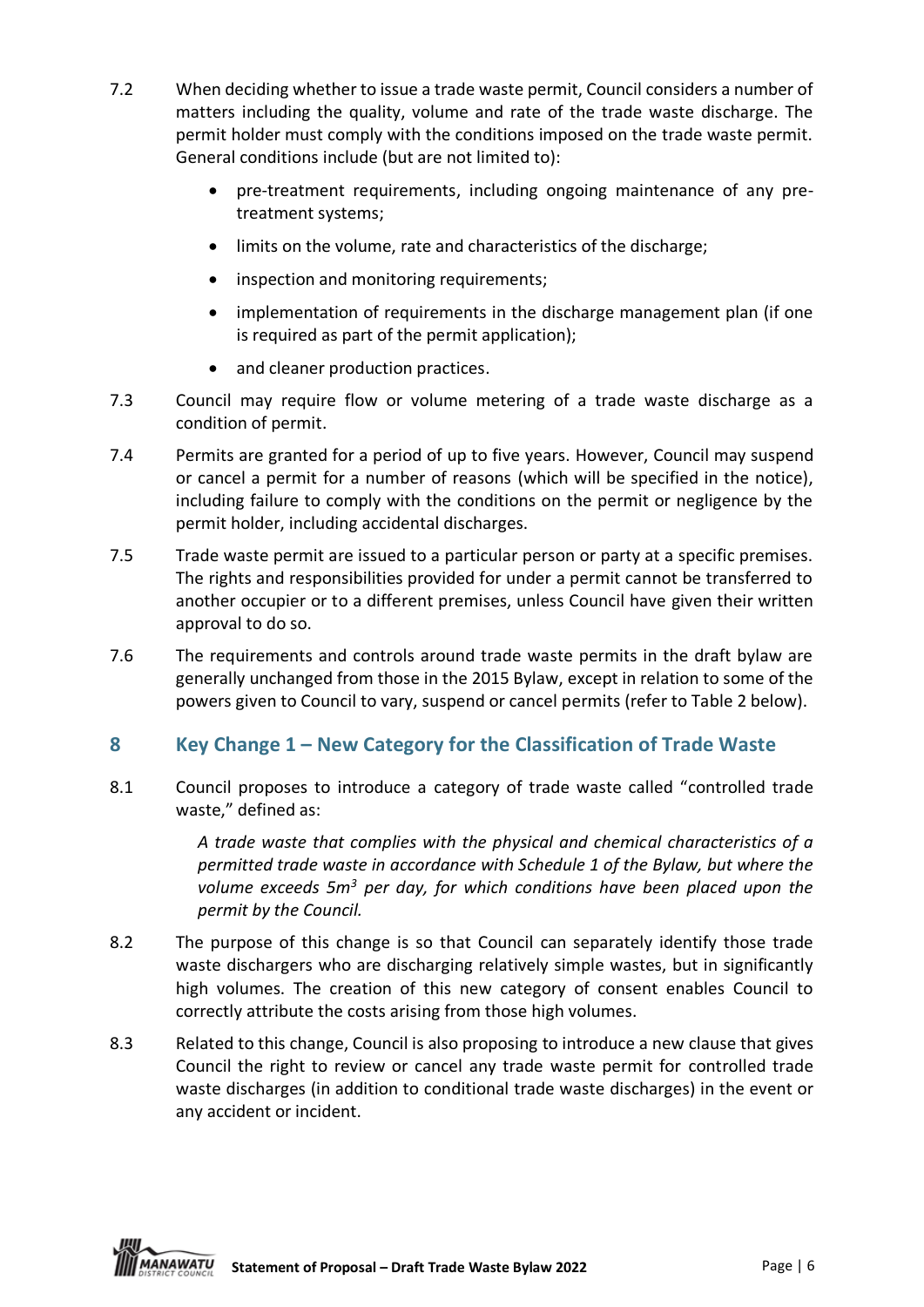7.2 When deciding whether to issue a trade waste permit, Council considers a number of matters including the quality, volume and rate of the trade waste discharge. The permit holder must comply with the conditions imposed on the trade waste permit. General conditions include (but are not limited to):

- pre-treatment requirements, including ongoing maintenance of any pre-treatment systems;
- limits on the volume, rate and characteristics of the discharge;
- inspection and monitoring requirements;
- implementation of requirements in the discharge management plan (if one is required as part of the permit application);
- and cleaner production practices.

7.3 Council may require flow or volume metering of a trade waste discharge as a condition of permit.

7.4 Permits are granted for a period of up to five years. However, Council may suspend or cancel a permit for a number of reasons (which will be specified in the notice), including failure to comply with the conditions on the permit or negligence by the permit holder, including accidental discharges.

7.5 Trade waste permit are issued to a particular person or party at a specific premises. The rights and responsibilities provided for under a permit cannot be transferred to another occupier or to a different premises, unless Council have given their written approval to do so.

7.6 The requirements and controls around trade waste permits in the draft bylaw are generally unchanged from those in the 2015 Bylaw, except in relation to some of the powers given to Council to vary, suspend or cancel permits (refer to Table 2 below).

## 8 Key Change 1 – New Category for the Classification of Trade Waste

8.1 Council proposes to introduce a category of trade waste called "controlled trade waste," defined as:

> *A trade waste that complies with the physical and chemical characteristics of a permitted trade waste in accordance with Schedule 1 of the Bylaw, but where the volume exceeds 5m$^3$ per day, for which conditions have been placed upon the permit by the Council.*

8.2 The purpose of this change is so that Council can separately identify those trade waste dischargers who are discharging relatively simple wastes, but in significantly high volumes. The creation of this new category of consent enables Council to correctly attribute the costs arising from those high volumes.

8.3 Related to this change, Council is also proposing to introduce a new clause that gives Council the right to review or cancel any trade waste permit for controlled trade waste discharges (in addition to conditional trade waste discharges) in the event or any accident or incident.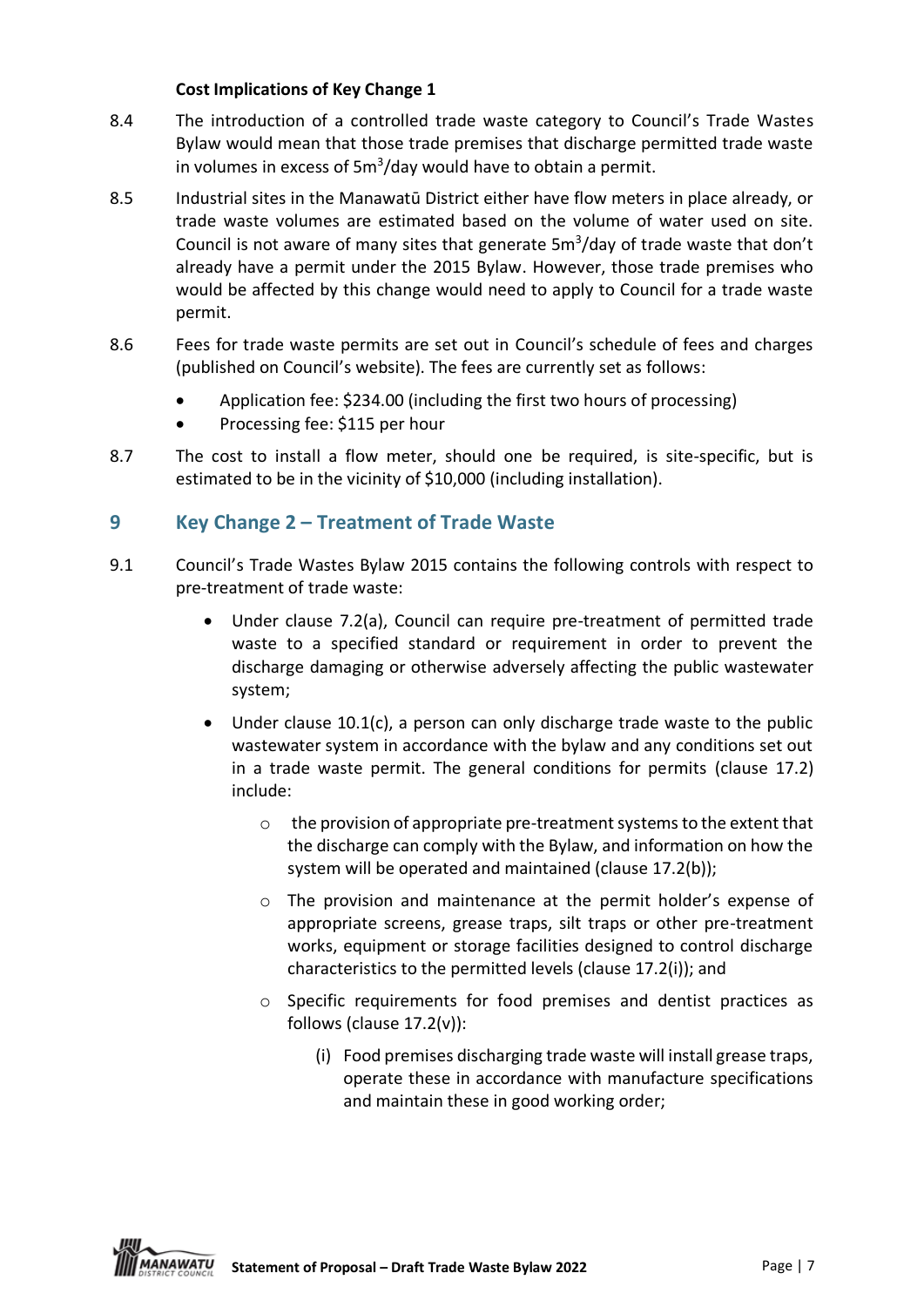**Cost Implications of Key Change 1**

8.4 The introduction of a controlled trade waste category to Council's Trade Wastes Bylaw would mean that those trade premises that discharge permitted trade waste in volumes in excess of $5m^3$/day would have to obtain a permit.

8.5 Industrial sites in the Manawatū District either have flow meters in place already, or trade waste volumes are estimated based on the volume of water used on site. Council is not aware of many sites that generate $5m^3$/day of trade waste that don't already have a permit under the 2015 Bylaw. However, those trade premises who would be affected by this change would need to apply to Council for a trade waste permit.

8.6 Fees for trade waste permits are set out in Council's schedule of fees and charges (published on Council's website). The fees are currently set as follows:

- Application fee: $234.00 (including the first two hours of processing)
- Processing fee: $115 per hour

8.7 The cost to install a flow meter, should one be required, is site-specific, but is estimated to be in the vicinity of $10,000 (including installation).

## 9 Key Change 2 – Treatment of Trade Waste

9.1 Council's Trade Wastes Bylaw 2015 contains the following controls with respect to pre-treatment of trade waste:

- Under clause 7.2(a), Council can require pre-treatment of permitted trade waste to a specified standard or requirement in order to prevent the discharge damaging or otherwise adversely affecting the public wastewater system;
- Under clause 10.1(c), a person can only discharge trade waste to the public wastewater system in accordance with the bylaw and any conditions set out in a trade waste permit. The general conditions for permits (clause 17.2) include:
    - the provision of appropriate pre-treatment systems to the extent that the discharge can comply with the Bylaw, and information on how the system will be operated and maintained (clause 17.2(b));
    - The provision and maintenance at the permit holder's expense of appropriate screens, grease traps, silt traps or other pre-treatment works, equipment or storage facilities designed to control discharge characteristics to the permitted levels (clause 17.2(i)); and
    - Specific requirements for food premises and dentist practices as follows (clause 17.2(v)):
        (i) Food premises discharging trade waste will install grease traps, operate these in accordance with manufacture specifications and maintain these in good working order;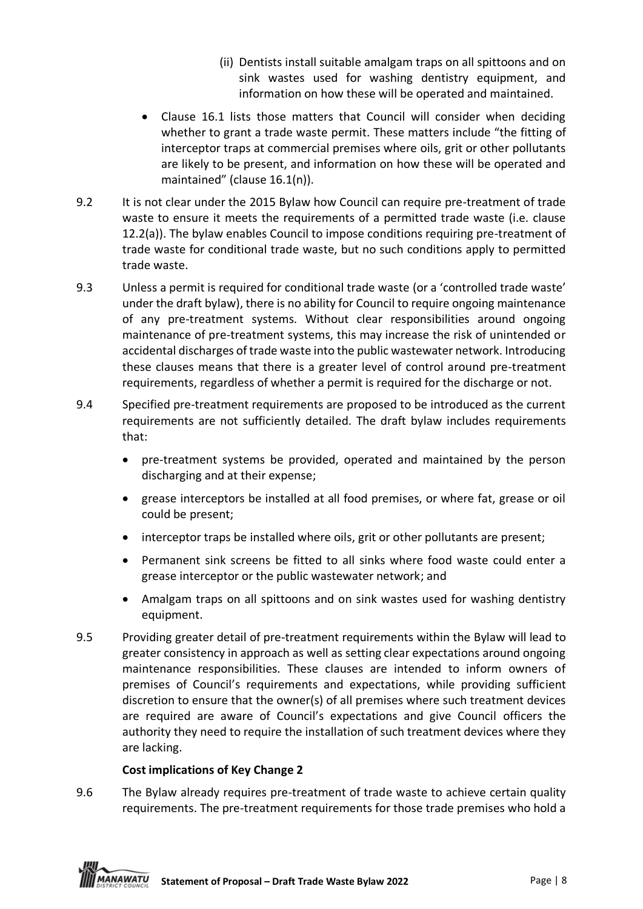(ii) Dentists install suitable amalgam traps on all spittoons and on sink wastes used for washing dentistry equipment, and information on how these will be operated and maintained.

- Clause 16.1 lists those matters that Council will consider when deciding whether to grant a trade waste permit. These matters include "the fitting of interceptor traps at commercial premises where oils, grit or other pollutants are likely to be present, and information on how these will be operated and maintained" (clause 16.1(n)).

9.2 It is not clear under the 2015 Bylaw how Council can require pre-treatment of trade waste to ensure it meets the requirements of a permitted trade waste (i.e. clause 12.2(a)). The bylaw enables Council to impose conditions requiring pre-treatment of trade waste for conditional trade waste, but no such conditions apply to permitted trade waste.

9.3 Unless a permit is required for conditional trade waste (or a 'controlled trade waste' under the draft bylaw), there is no ability for Council to require ongoing maintenance of any pre-treatment systems. Without clear responsibilities around ongoing maintenance of pre-treatment systems, this may increase the risk of unintended or accidental discharges of trade waste into the public wastewater network. Introducing these clauses means that there is a greater level of control around pre-treatment requirements, regardless of whether a permit is required for the discharge or not.

9.4 Specified pre-treatment requirements are proposed to be introduced as the current requirements are not sufficiently detailed. The draft bylaw includes requirements that:

- pre-treatment systems be provided, operated and maintained by the person discharging and at their expense;
- grease interceptors be installed at all food premises, or where fat, grease or oil could be present;
- interceptor traps be installed where oils, grit or other pollutants are present;
- Permanent sink screens be fitted to all sinks where food waste could enter a grease interceptor or the public wastewater network; and
- Amalgam traps on all spittoons and on sink wastes used for washing dentistry equipment.

9.5 Providing greater detail of pre-treatment requirements within the Bylaw will lead to greater consistency in approach as well as setting clear expectations around ongoing maintenance responsibilities. These clauses are intended to inform owners of premises of Council's requirements and expectations, while providing sufficient discretion to ensure that the owner(s) of all premises where such treatment devices are required are aware of Council's expectations and give Council officers the authority they need to require the installation of such treatment devices where they are lacking.

**Cost implications of Key Change 2**

9.6 The Bylaw already requires pre-treatment of trade waste to achieve certain quality requirements. The pre-treatment requirements for those trade premises who hold a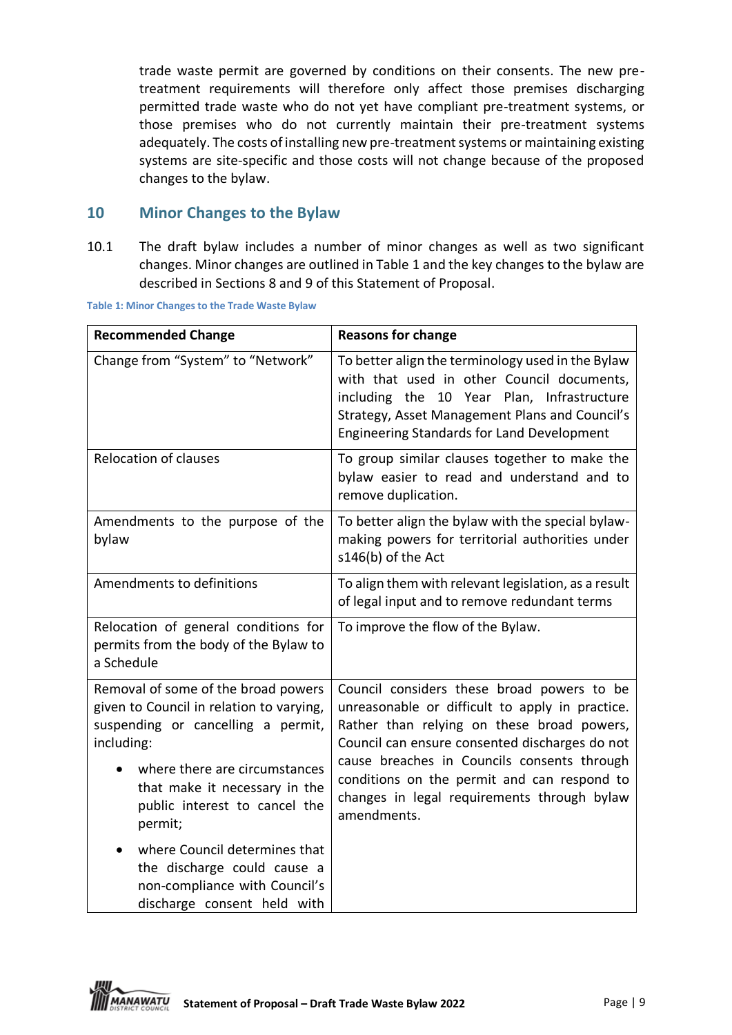trade waste permit are governed by conditions on their consents. The new pre-treatment requirements will therefore only affect those premises discharging permitted trade waste who do not yet have compliant pre-treatment systems, or those premises who do not currently maintain their pre-treatment systems adequately. The costs of installing new pre-treatment systems or maintaining existing systems are site-specific and those costs will not change because of the proposed changes to the bylaw.

## 10 Minor Changes to the Bylaw

10.1 The draft bylaw includes a number of minor changes as well as two significant changes. Minor changes are outlined in Table 1 and the key changes to the bylaw are described in Sections 8 and 9 of this Statement of Proposal.

**Table 1: Minor Changes to the Trade Waste Bylaw**

| Recommended Change | Reasons for change |
|---|---|
| Change from "System" to "Network" | To better align the terminology used in the Bylaw with that used in other Council documents, including the 10 Year Plan, Infrastructure Strategy, Asset Management Plans and Council's Engineering Standards for Land Development |
| Relocation of clauses | To group similar clauses together to make the bylaw easier to read and understand and to remove duplication. |
| Amendments to the purpose of the bylaw | To better align the bylaw with the special bylaw-making powers for territorial authorities under s146(b) of the Act |
| Amendments to definitions | To align them with relevant legislation, as a result of legal input and to remove redundant terms |
| Relocation of general conditions for permits from the body of the Bylaw to a Schedule | To improve the flow of the Bylaw. |
| Removal of some of the broad powers given to Council in relation to varying, suspending or cancelling a permit, including:<br>• where there are circumstances that make it necessary in the public interest to cancel the permit;<br>• where Council determines that the discharge could cause a non-compliance with Council's discharge consent held with | Council considers these broad powers to be unreasonable or difficult to apply in practice. Rather than relying on these broad powers, Council can ensure consented discharges do not cause breaches in Councils consents through conditions on the permit and can respond to changes in legal requirements through bylaw amendments. |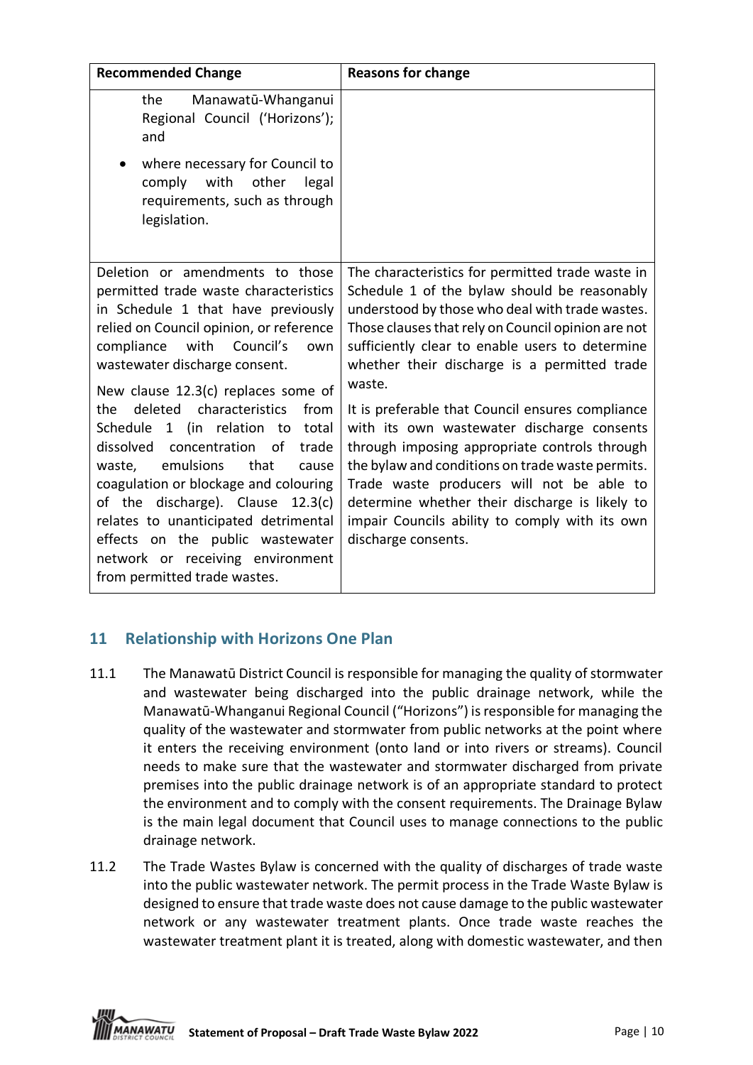| Recommended Change | Reasons for change |
| --- | --- |
| the Manawatū-Whanganui Regional Council ('Horizons'); and<br>• where necessary for Council to comply with other legal requirements, such as through legislation. | |
| Deletion or amendments to those permitted trade waste characteristics in Schedule 1 that have previously relied on Council opinion, or reference compliance with Council's own wastewater discharge consent.<br><br>New clause 12.3(c) replaces some of the deleted characteristics from Schedule 1 (in relation to total dissolved concentration of trade waste, emulsions that cause coagulation or blockage and colouring of the discharge). Clause 12.3(c) relates to unanticipated detrimental effects on the public wastewater network or receiving environment from permitted trade wastes. | The characteristics for permitted trade waste in Schedule 1 of the bylaw should be reasonably understood by those who deal with trade wastes. Those clauses that rely on Council opinion are not sufficiently clear to enable users to determine whether their discharge is a permitted trade waste.<br><br>It is preferable that Council ensures compliance with its own wastewater discharge consents through imposing appropriate controls through the bylaw and conditions on trade waste permits. Trade waste producers will not be able to determine whether their discharge is likely to impair Councils ability to comply with its own discharge consents. |

## 11 Relationship with Horizons One Plan

11.1 The Manawatū District Council is responsible for managing the quality of stormwater and wastewater being discharged into the public drainage network, while the Manawatū-Whanganui Regional Council ("Horizons") is responsible for managing the quality of the wastewater and stormwater from public networks at the point where it enters the receiving environment (onto land or into rivers or streams). Council needs to make sure that the wastewater and stormwater discharged from private premises into the public drainage network is of an appropriate standard to protect the environment and to comply with the consent requirements. The Drainage Bylaw is the main legal document that Council uses to manage connections to the public drainage network.

11.2 The Trade Wastes Bylaw is concerned with the quality of discharges of trade waste into the public wastewater network. The permit process in the Trade Waste Bylaw is designed to ensure that trade waste does not cause damage to the public wastewater network or any wastewater treatment plants. Once trade waste reaches the wastewater treatment plant it is treated, along with domestic wastewater, and then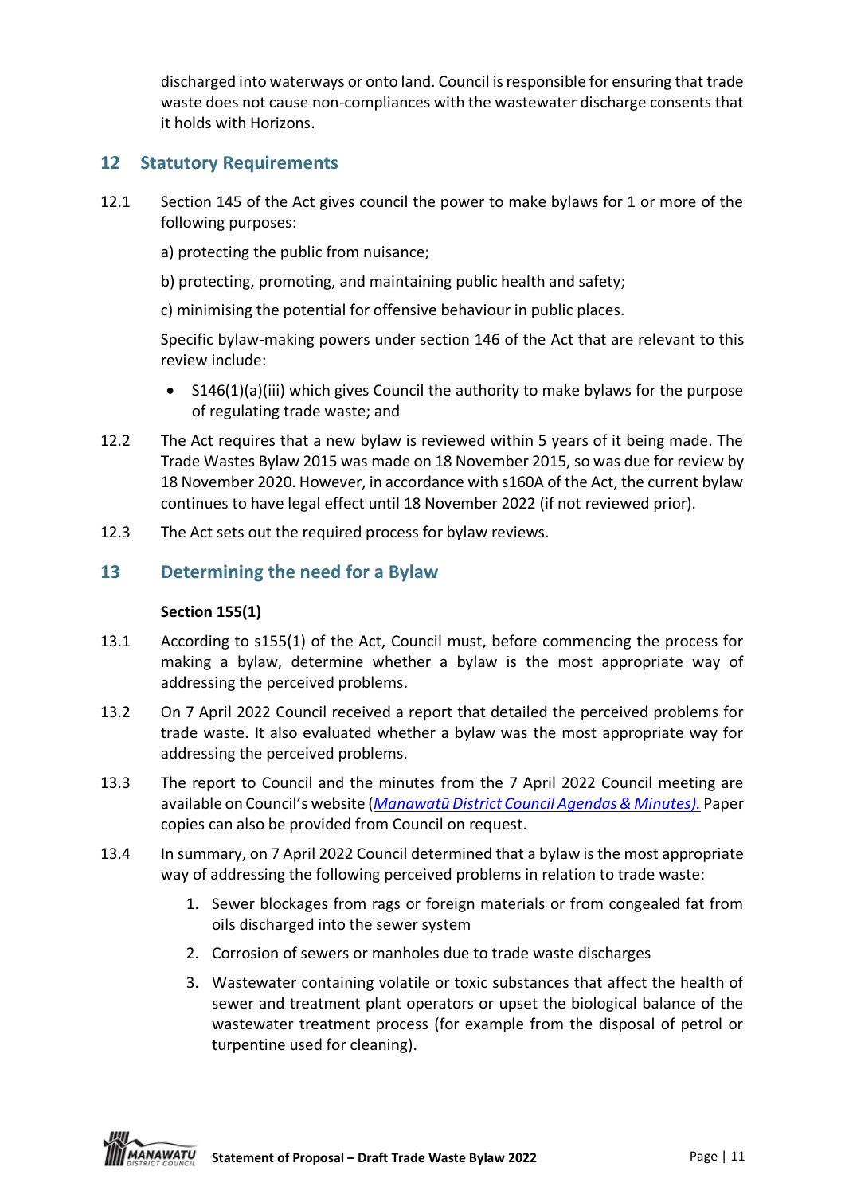discharged into waterways or onto land. Council is responsible for ensuring that trade waste does not cause non-compliances with the wastewater discharge consents that it holds with Horizons.

## 12 Statutory Requirements

12.1 Section 145 of the Act gives council the power to make bylaws for 1 or more of the following purposes:

a) protecting the public from nuisance;

b) protecting, promoting, and maintaining public health and safety;

c) minimising the potential for offensive behaviour in public places.

Specific bylaw-making powers under section 146 of the Act that are relevant to this review include:

- S146(1)(a)(iii) which gives Council the authority to make bylaws for the purpose of regulating trade waste; and

12.2 The Act requires that a new bylaw is reviewed within 5 years of it being made. The Trade Wastes Bylaw 2015 was made on 18 November 2015, so was due for review by 18 November 2020. However, in accordance with s160A of the Act, the current bylaw continues to have legal effect until 18 November 2022 (if not reviewed prior).

12.3 The Act sets out the required process for bylaw reviews.

## 13 Determining the need for a Bylaw

**Section 155(1)**

13.1 According to s155(1) of the Act, Council must, before commencing the process for making a bylaw, determine whether a bylaw is the most appropriate way of addressing the perceived problems.

13.2 On 7 April 2022 Council received a report that detailed the perceived problems for trade waste. It also evaluated whether a bylaw was the most appropriate way for addressing the perceived problems.

13.3 The report to Council and the minutes from the 7 April 2022 Council meeting are available on Council's website (*Manawatū District Council Agendas & Minutes).* Paper copies can also be provided from Council on request.

13.4 In summary, on 7 April 2022 Council determined that a bylaw is the most appropriate way of addressing the following perceived problems in relation to trade waste:

1. Sewer blockages from rags or foreign materials or from congealed fat from oils discharged into the sewer system
2. Corrosion of sewers or manholes due to trade waste discharges
3. Wastewater containing volatile or toxic substances that affect the health of sewer and treatment plant operators or upset the biological balance of the wastewater treatment process (for example from the disposal of petrol or turpentine used for cleaning).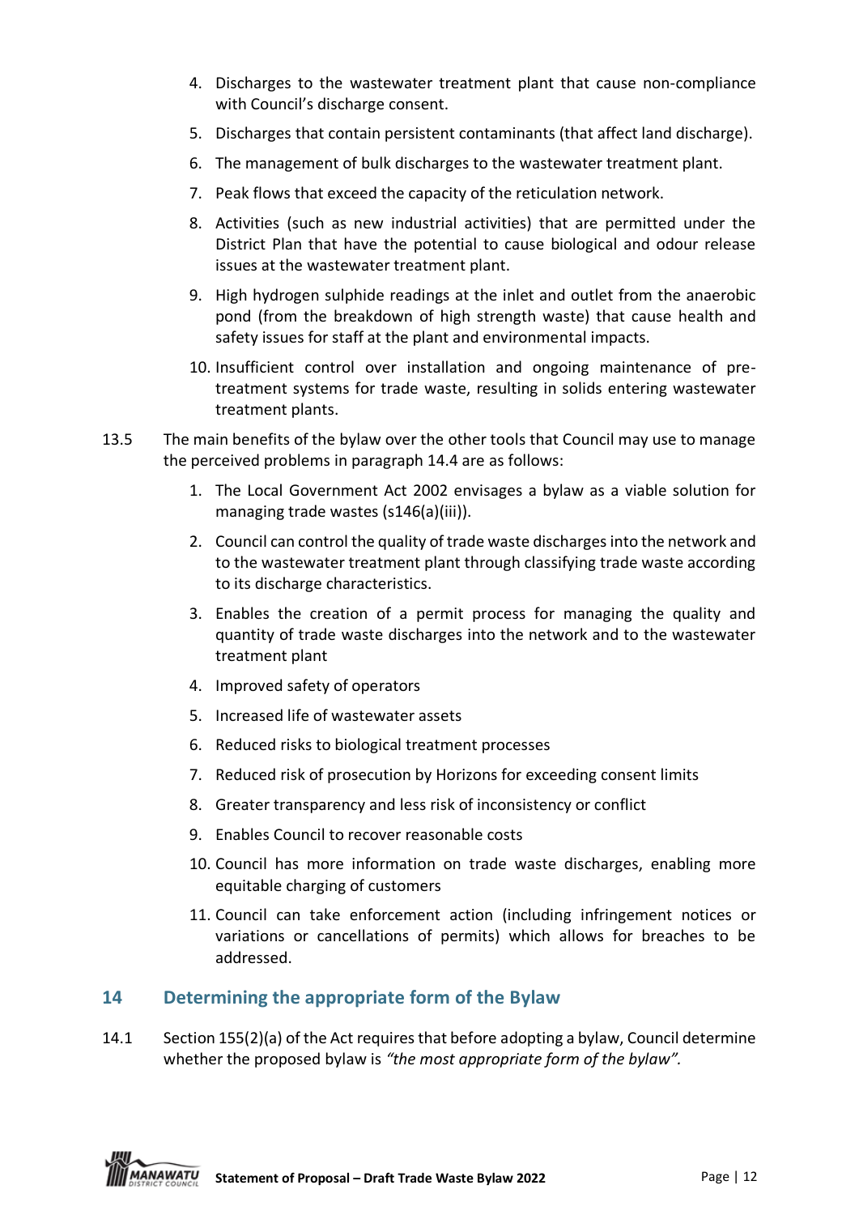4. Discharges to the wastewater treatment plant that cause non-compliance with Council's discharge consent.
5. Discharges that contain persistent contaminants (that affect land discharge).
6. The management of bulk discharges to the wastewater treatment plant.
7. Peak flows that exceed the capacity of the reticulation network.
8. Activities (such as new industrial activities) that are permitted under the District Plan that have the potential to cause biological and odour release issues at the wastewater treatment plant.
9. High hydrogen sulphide readings at the inlet and outlet from the anaerobic pond (from the breakdown of high strength waste) that cause health and safety issues for staff at the plant and environmental impacts.
10. Insufficient control over installation and ongoing maintenance of pre-treatment systems for trade waste, resulting in solids entering wastewater treatment plants.

13.5 The main benefits of the bylaw over the other tools that Council may use to manage the perceived problems in paragraph 14.4 are as follows:

1. The Local Government Act 2002 envisages a bylaw as a viable solution for managing trade wastes (s146(a)(iii)).
2. Council can control the quality of trade waste discharges into the network and to the wastewater treatment plant through classifying trade waste according to its discharge characteristics.
3. Enables the creation of a permit process for managing the quality and quantity of trade waste discharges into the network and to the wastewater treatment plant
4. Improved safety of operators
5. Increased life of wastewater assets
6. Reduced risks to biological treatment processes
7. Reduced risk of prosecution by Horizons for exceeding consent limits
8. Greater transparency and less risk of inconsistency or conflict
9. Enables Council to recover reasonable costs
10. Council has more information on trade waste discharges, enabling more equitable charging of customers
11. Council can take enforcement action (including infringement notices or variations or cancellations of permits) which allows for breaches to be addressed.

## 14 Determining the appropriate form of the Bylaw

14.1 Section 155(2)(a) of the Act requires that before adopting a bylaw, Council determine whether the proposed bylaw is *"the most appropriate form of the bylaw".*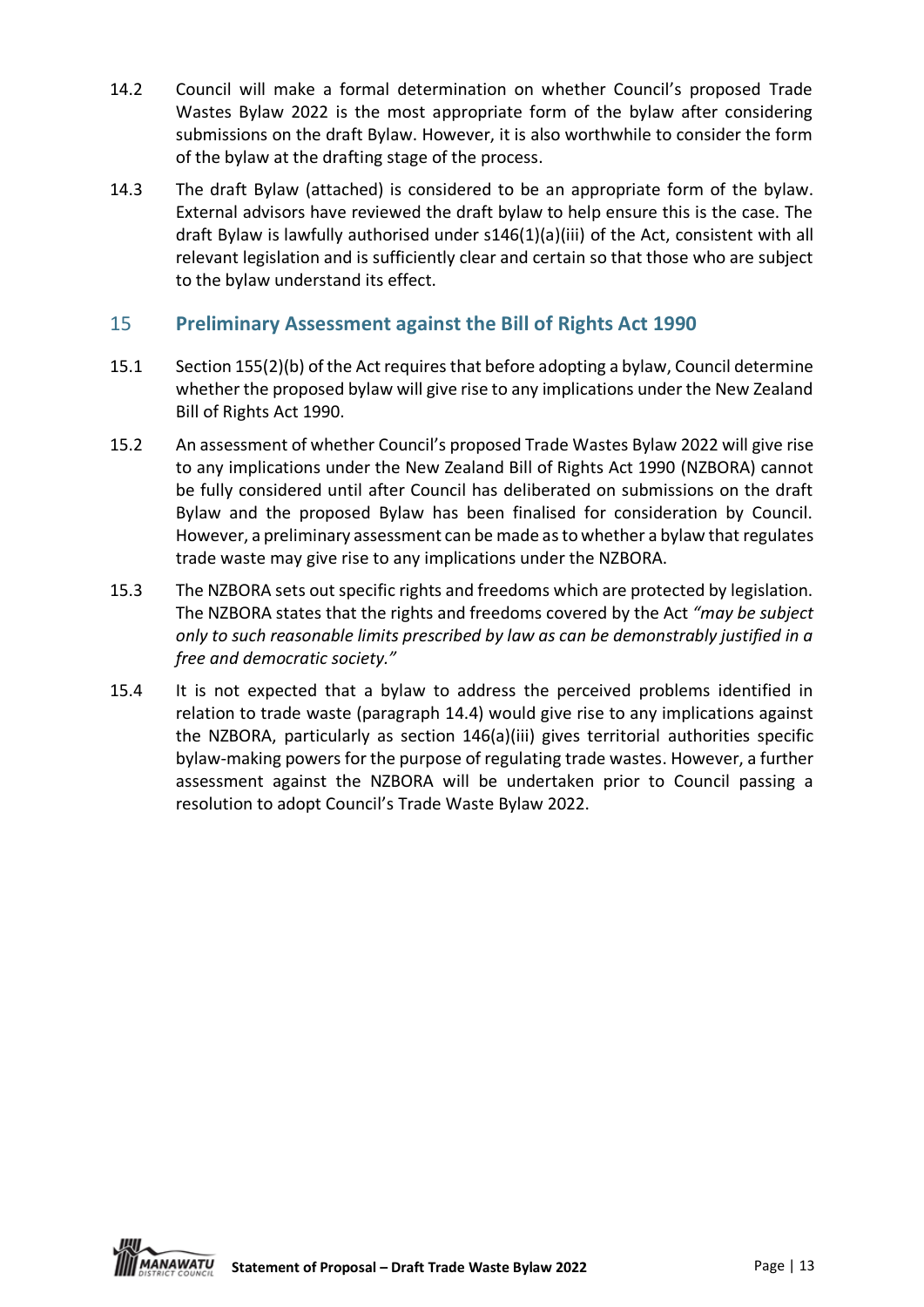14.2 Council will make a formal determination on whether Council's proposed Trade Wastes Bylaw 2022 is the most appropriate form of the bylaw after considering submissions on the draft Bylaw. However, it is also worthwhile to consider the form of the bylaw at the drafting stage of the process.

14.3 The draft Bylaw (attached) is considered to be an appropriate form of the bylaw. External advisors have reviewed the draft bylaw to help ensure this is the case. The draft Bylaw is lawfully authorised under s146(1)(a)(iii) of the Act, consistent with all relevant legislation and is sufficiently clear and certain so that those who are subject to the bylaw understand its effect.

## 15 Preliminary Assessment against the Bill of Rights Act 1990

15.1 Section 155(2)(b) of the Act requires that before adopting a bylaw, Council determine whether the proposed bylaw will give rise to any implications under the New Zealand Bill of Rights Act 1990.

15.2 An assessment of whether Council's proposed Trade Wastes Bylaw 2022 will give rise to any implications under the New Zealand Bill of Rights Act 1990 (NZBORA) cannot be fully considered until after Council has deliberated on submissions on the draft Bylaw and the proposed Bylaw has been finalised for consideration by Council. However, a preliminary assessment can be made as to whether a bylaw that regulates trade waste may give rise to any implications under the NZBORA.

15.3 The NZBORA sets out specific rights and freedoms which are protected by legislation. The NZBORA states that the rights and freedoms covered by the Act *"may be subject only to such reasonable limits prescribed by law as can be demonstrably justified in a free and democratic society."*

15.4 It is not expected that a bylaw to address the perceived problems identified in relation to trade waste (paragraph 14.4) would give rise to any implications against the NZBORA, particularly as section 146(a)(iii) gives territorial authorities specific bylaw-making powers for the purpose of regulating trade wastes. However, a further assessment against the NZBORA will be undertaken prior to Council passing a resolution to adopt Council's Trade Waste Bylaw 2022.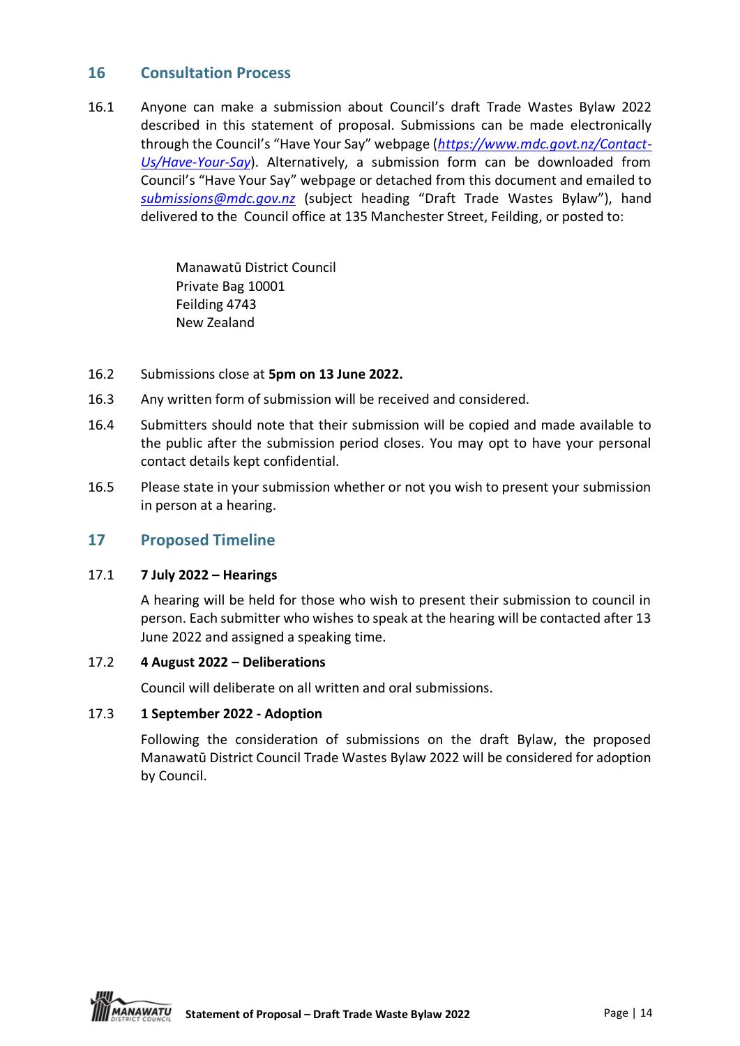## 16 Consultation Process

16.1 Anyone can make a submission about Council's draft Trade Wastes Bylaw 2022 described in this statement of proposal. Submissions can be made electronically through the Council's "Have Your Say" webpage (*https://www.mdc.govt.nz/Contact-Us/Have-Your-Say*). Alternatively, a submission form can be downloaded from Council's "Have Your Say" webpage or detached from this document and emailed to *submissions@mdc.govt.nz* (subject heading "Draft Trade Wastes Bylaw"), hand delivered to the Council office at 135 Manchester Street, Feilding, or posted to:

Manawatū District Council
Private Bag 10001
Feilding 4743
New Zealand

16.2 Submissions close at **5pm on 13 June 2022.**

16.3 Any written form of submission will be received and considered.

16.4 Submitters should note that their submission will be copied and made available to the public after the submission period closes. You may opt to have your personal contact details kept confidential.

16.5 Please state in your submission whether or not you wish to present your submission in person at a hearing.

## 17 Proposed Timeline

17.1 **7 July 2022 – Hearings**

A hearing will be held for those who wish to present their submission to council in person. Each submitter who wishes to speak at the hearing will be contacted after 13 June 2022 and assigned a speaking time.

17.2 **4 August 2022 – Deliberations**

Council will deliberate on all written and oral submissions.

17.3 **1 September 2022 - Adoption**

Following the consideration of submissions on the draft Bylaw, the proposed Manawatū District Council Trade Wastes Bylaw 2022 will be considered for adoption by Council.